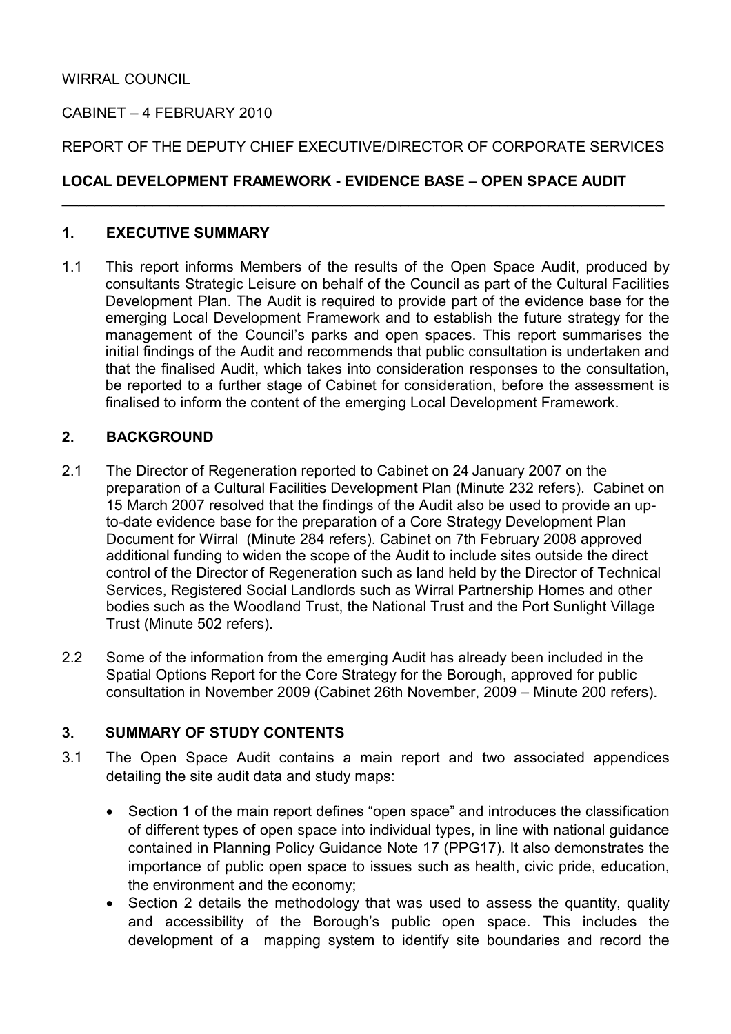WIRRAL COUNCIL

CABINET – 4 FEBRUARY 2010

REPORT OF THE DEPUTY CHIEF EXECUTIVE/DIRECTOR OF CORPORATE SERVICES

**LOCAL DEVELOPMENT FRAMEWORK - EVIDENCE BASE – OPEN SPACE AUDIT**

---

## 1. EXECUTIVE SUMMARY

1.1 This report informs Members of the results of the Open Space Audit, produced by consultants Strategic Leisure on behalf of the Council as part of the Cultural Facilities Development Plan. The Audit is required to provide part of the evidence base for the emerging Local Development Framework and to establish the future strategy for the management of the Council's parks and open spaces. This report summarises the initial findings of the Audit and recommends that public consultation is undertaken and that the finalised Audit, which takes into consideration responses to the consultation, be reported to a further stage of Cabinet for consideration, before the assessment is finalised to inform the content of the emerging Local Development Framework.

## 2. BACKGROUND

2.1 The Director of Regeneration reported to Cabinet on 24 January 2007 on the preparation of a Cultural Facilities Development Plan (Minute 232 refers). Cabinet on 15 March 2007 resolved that the findings of the Audit also be used to provide an up-to-date evidence base for the preparation of a Core Strategy Development Plan Document for Wirral (Minute 284 refers). Cabinet on 7th February 2008 approved additional funding to widen the scope of the Audit to include sites outside the direct control of the Director of Regeneration such as land held by the Director of Technical Services, Registered Social Landlords such as Wirral Partnership Homes and other bodies such as the Woodland Trust, the National Trust and the Port Sunlight Village Trust (Minute 502 refers).

2.2 Some of the information from the emerging Audit has already been included in the Spatial Options Report for the Core Strategy for the Borough, approved for public consultation in November 2009 (Cabinet 26th November, 2009 – Minute 200 refers).

## 3. SUMMARY OF STUDY CONTENTS

3.1 The Open Space Audit contains a main report and two associated appendices detailing the site audit data and study maps:

- Section 1 of the main report defines "open space" and introduces the classification of different types of open space into individual types, in line with national guidance contained in Planning Policy Guidance Note 17 (PPG17). It also demonstrates the importance of public open space to issues such as health, civic pride, education, the environment and the economy;
- Section 2 details the methodology that was used to assess the quantity, quality and accessibility of the Borough's public open space. This includes the development of a mapping system to identify site boundaries and record the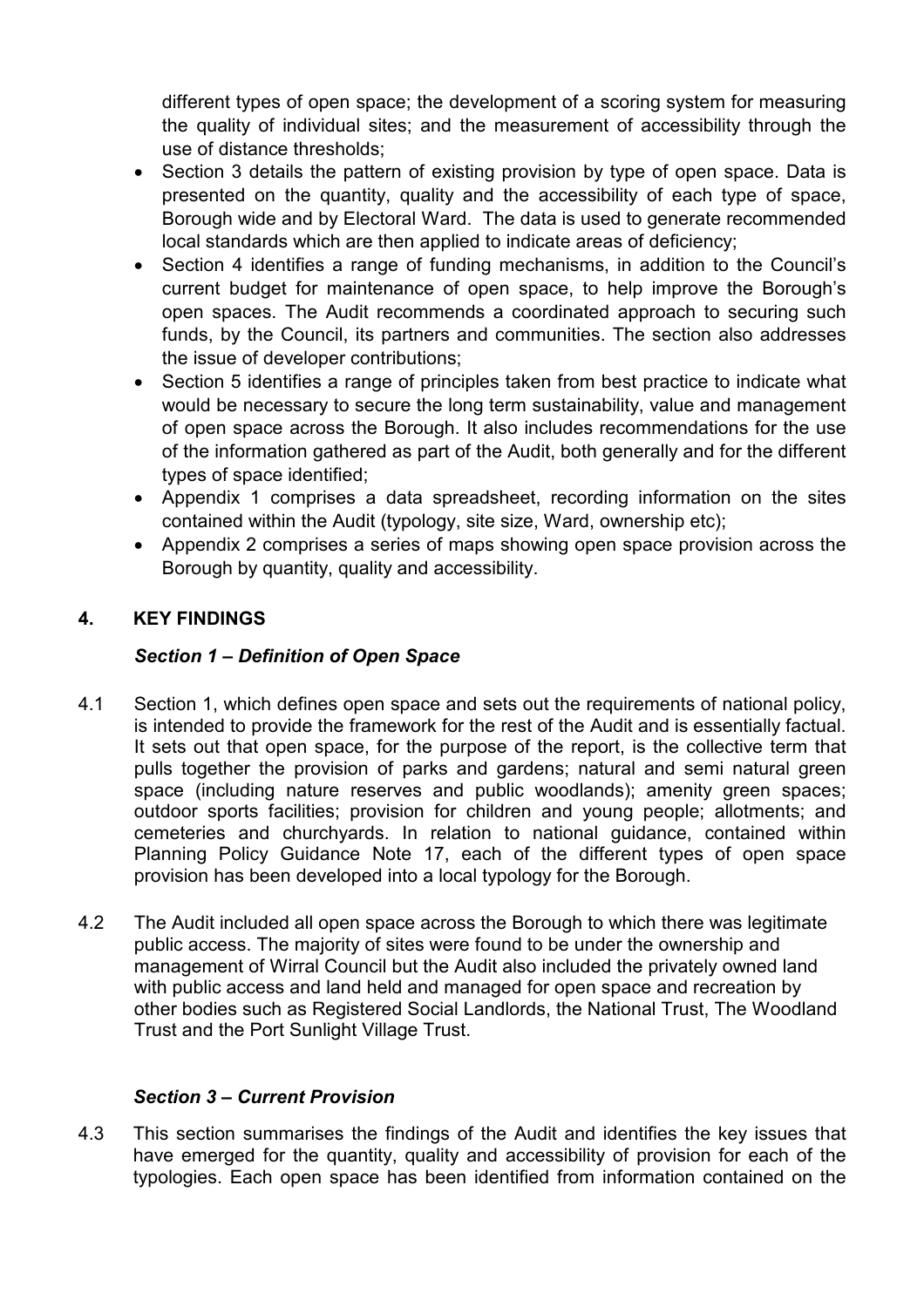different types of open space; the development of a scoring system for measuring the quality of individual sites; and the measurement of accessibility through the use of distance thresholds;

- Section 3 details the pattern of existing provision by type of open space. Data is presented on the quantity, quality and the accessibility of each type of space, Borough wide and by Electoral Ward. The data is used to generate recommended local standards which are then applied to indicate areas of deficiency;
- Section 4 identifies a range of funding mechanisms, in addition to the Council's current budget for maintenance of open space, to help improve the Borough's open spaces. The Audit recommends a coordinated approach to securing such funds, by the Council, its partners and communities. The section also addresses the issue of developer contributions;
- Section 5 identifies a range of principles taken from best practice to indicate what would be necessary to secure the long term sustainability, value and management of open space across the Borough. It also includes recommendations for the use of the information gathered as part of the Audit, both generally and for the different types of space identified;
- Appendix 1 comprises a data spreadsheet, recording information on the sites contained within the Audit (typology, site size, Ward, ownership etc);
- Appendix 2 comprises a series of maps showing open space provision across the Borough by quantity, quality and accessibility.

## 4. KEY FINDINGS

### *Section 1 – Definition of Open Space*

4.1 Section 1, which defines open space and sets out the requirements of national policy, is intended to provide the framework for the rest of the Audit and is essentially factual. It sets out that open space, for the purpose of the report, is the collective term that pulls together the provision of parks and gardens; natural and semi natural green space (including nature reserves and public woodlands); amenity green spaces; outdoor sports facilities; provision for children and young people; allotments; and cemeteries and churchyards. In relation to national guidance, contained within Planning Policy Guidance Note 17, each of the different types of open space provision has been developed into a local typology for the Borough.

4.2 The Audit included all open space across the Borough to which there was legitimate public access. The majority of sites were found to be under the ownership and management of Wirral Council but the Audit also included the privately owned land with public access and land held and managed for open space and recreation by other bodies such as Registered Social Landlords, the National Trust, The Woodland Trust and the Port Sunlight Village Trust.

### *Section 3 – Current Provision*

4.3 This section summarises the findings of the Audit and identifies the key issues that have emerged for the quantity, quality and accessibility of provision for each of the typologies. Each open space has been identified from information contained on the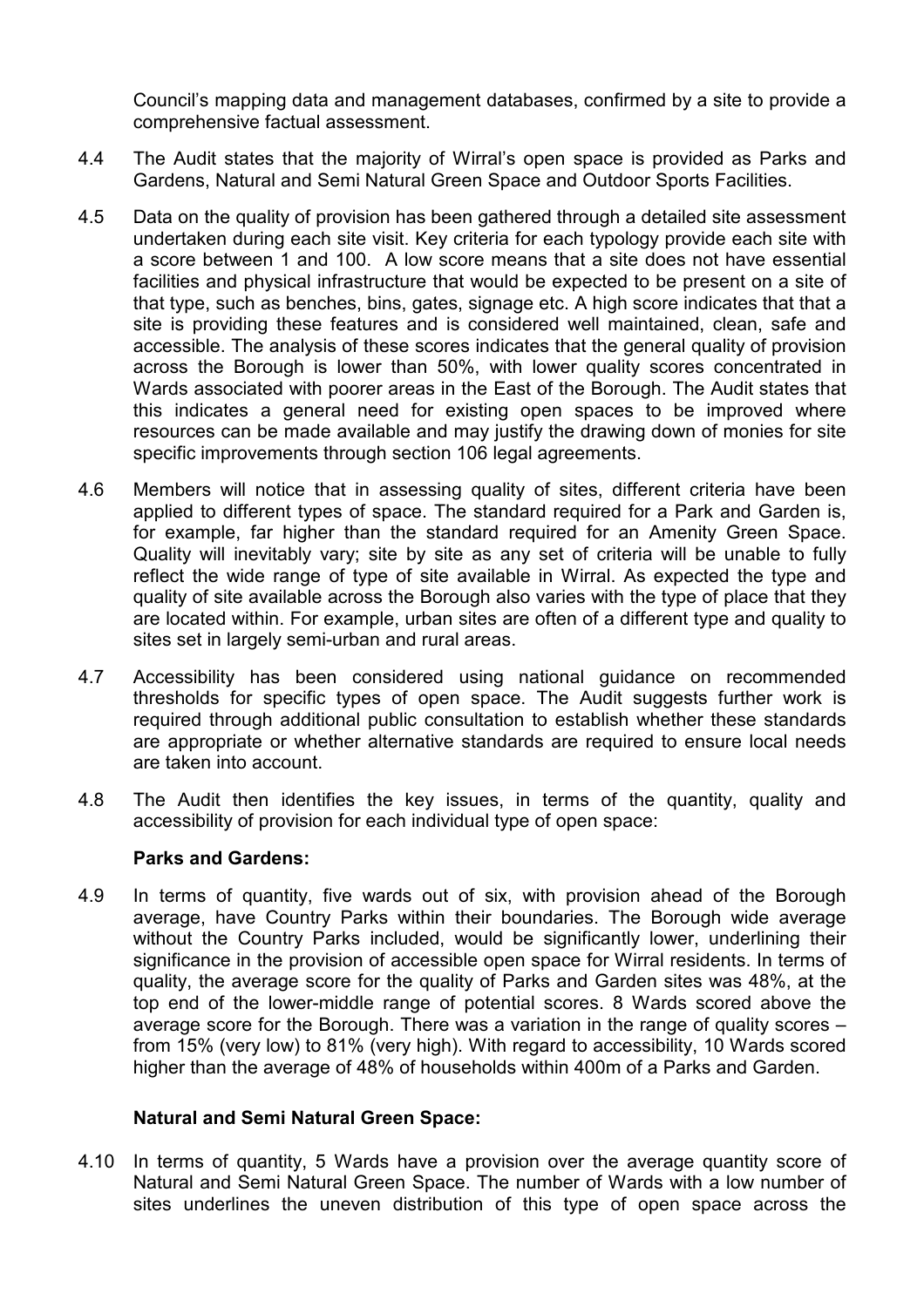Council's mapping data and management databases, confirmed by a site to provide a comprehensive factual assessment.

4.4 The Audit states that the majority of Wirral's open space is provided as Parks and Gardens, Natural and Semi Natural Green Space and Outdoor Sports Facilities.

4.5 Data on the quality of provision has been gathered through a detailed site assessment undertaken during each site visit. Key criteria for each typology provide each site with a score between 1 and 100. A low score means that a site does not have essential facilities and physical infrastructure that would be expected to be present on a site of that type, such as benches, bins, gates, signage etc. A high score indicates that that a site is providing these features and is considered well maintained, clean, safe and accessible. The analysis of these scores indicates that the general quality of provision across the Borough is lower than 50%, with lower quality scores concentrated in Wards associated with poorer areas in the East of the Borough. The Audit states that this indicates a general need for existing open spaces to be improved where resources can be made available and may justify the drawing down of monies for site specific improvements through section 106 legal agreements.

4.6 Members will notice that in assessing quality of sites, different criteria have been applied to different types of space. The standard required for a Park and Garden is, for example, far higher than the standard required for an Amenity Green Space. Quality will inevitably vary; site by site as any set of criteria will be unable to fully reflect the wide range of type of site available in Wirral. As expected the type and quality of site available across the Borough also varies with the type of place that they are located within. For example, urban sites are often of a different type and quality to sites set in largely semi-urban and rural areas.

4.7 Accessibility has been considered using national guidance on recommended thresholds for specific types of open space. The Audit suggests further work is required through additional public consultation to establish whether these standards are appropriate or whether alternative standards are required to ensure local needs are taken into account.

4.8 The Audit then identifies the key issues, in terms of the quantity, quality and accessibility of provision for each individual type of open space:

**Parks and Gardens:**

4.9 In terms of quantity, five wards out of six, with provision ahead of the Borough average, have Country Parks within their boundaries. The Borough wide average without the Country Parks included, would be significantly lower, underlining their significance in the provision of accessible open space for Wirral residents. In terms of quality, the average score for the quality of Parks and Garden sites was 48%, at the top end of the lower-middle range of potential scores. 8 Wards scored above the average score for the Borough. There was a variation in the range of quality scores – from 15% (very low) to 81% (very high). With regard to accessibility, 10 Wards scored higher than the average of 48% of households within 400m of a Parks and Garden.

**Natural and Semi Natural Green Space:**

4.10 In terms of quantity, 5 Wards have a provision over the average quantity score of Natural and Semi Natural Green Space. The number of Wards with a low number of sites underlines the uneven distribution of this type of open space across the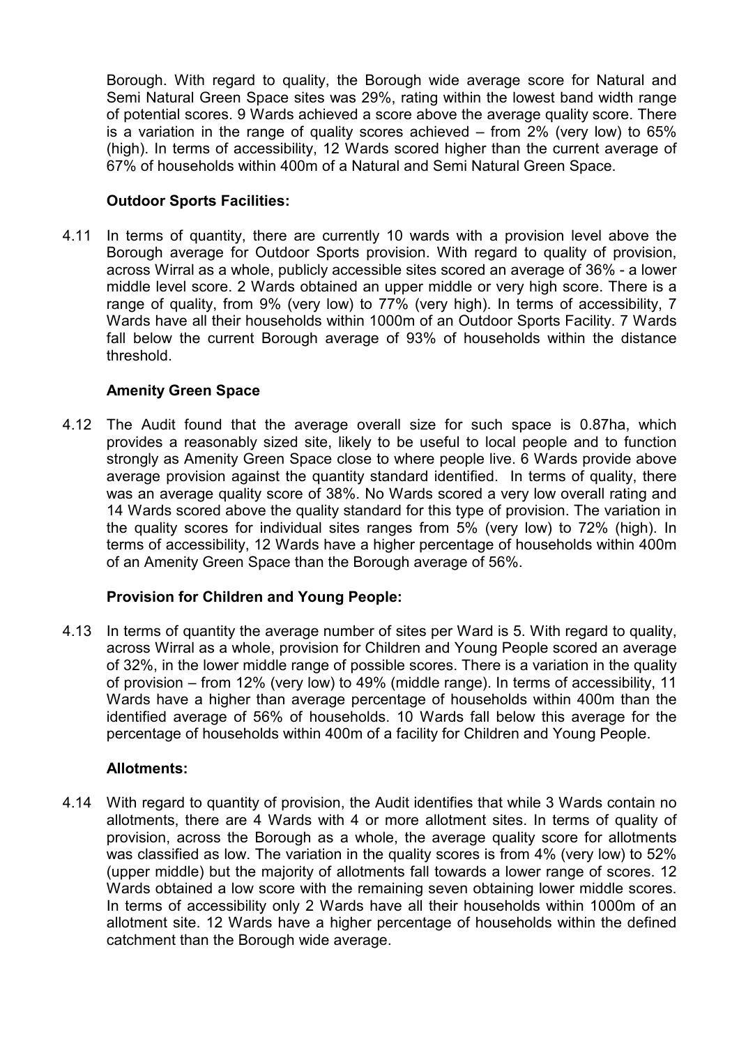Borough. With regard to quality, the Borough wide average score for Natural and Semi Natural Green Space sites was 29%, rating within the lowest band width range of potential scores. 9 Wards achieved a score above the average quality score. There is a variation in the range of quality scores achieved – from 2% (very low) to 65% (high). In terms of accessibility, 12 Wards scored higher than the current average of 67% of households within 400m of a Natural and Semi Natural Green Space.

**Outdoor Sports Facilities:**

4.11 In terms of quantity, there are currently 10 wards with a provision level above the Borough average for Outdoor Sports provision. With regard to quality of provision, across Wirral as a whole, publicly accessible sites scored an average of 36% - a lower middle level score. 2 Wards obtained an upper middle or very high score. There is a range of quality, from 9% (very low) to 77% (very high). In terms of accessibility, 7 Wards have all their households within 1000m of an Outdoor Sports Facility. 7 Wards fall below the current Borough average of 93% of households within the distance threshold.

**Amenity Green Space**

4.12 The Audit found that the average overall size for such space is 0.87ha, which provides a reasonably sized site, likely to be useful to local people and to function strongly as Amenity Green Space close to where people live. 6 Wards provide above average provision against the quantity standard identified. In terms of quality, there was an average quality score of 38%. No Wards scored a very low overall rating and 14 Wards scored above the quality standard for this type of provision. The variation in the quality scores for individual sites ranges from 5% (very low) to 72% (high). In terms of accessibility, 12 Wards have a higher percentage of households within 400m of an Amenity Green Space than the Borough average of 56%.

**Provision for Children and Young People:**

4.13 In terms of quantity the average number of sites per Ward is 5. With regard to quality, across Wirral as a whole, provision for Children and Young People scored an average of 32%, in the lower middle range of possible scores. There is a variation in the quality of provision – from 12% (very low) to 49% (middle range). In terms of accessibility, 11 Wards have a higher than average percentage of households within 400m than the identified average of 56% of households. 10 Wards fall below this average for the percentage of households within 400m of a facility for Children and Young People.

**Allotments:**

4.14 With regard to quantity of provision, the Audit identifies that while 3 Wards contain no allotments, there are 4 Wards with 4 or more allotment sites. In terms of quality of provision, across the Borough as a whole, the average quality score for allotments was classified as low. The variation in the quality scores is from 4% (very low) to 52% (upper middle) but the majority of allotments fall towards a lower range of scores. 12 Wards obtained a low score with the remaining seven obtaining lower middle scores. In terms of accessibility only 2 Wards have all their households within 1000m of an allotment site. 12 Wards have a higher percentage of households within the defined catchment than the Borough wide average.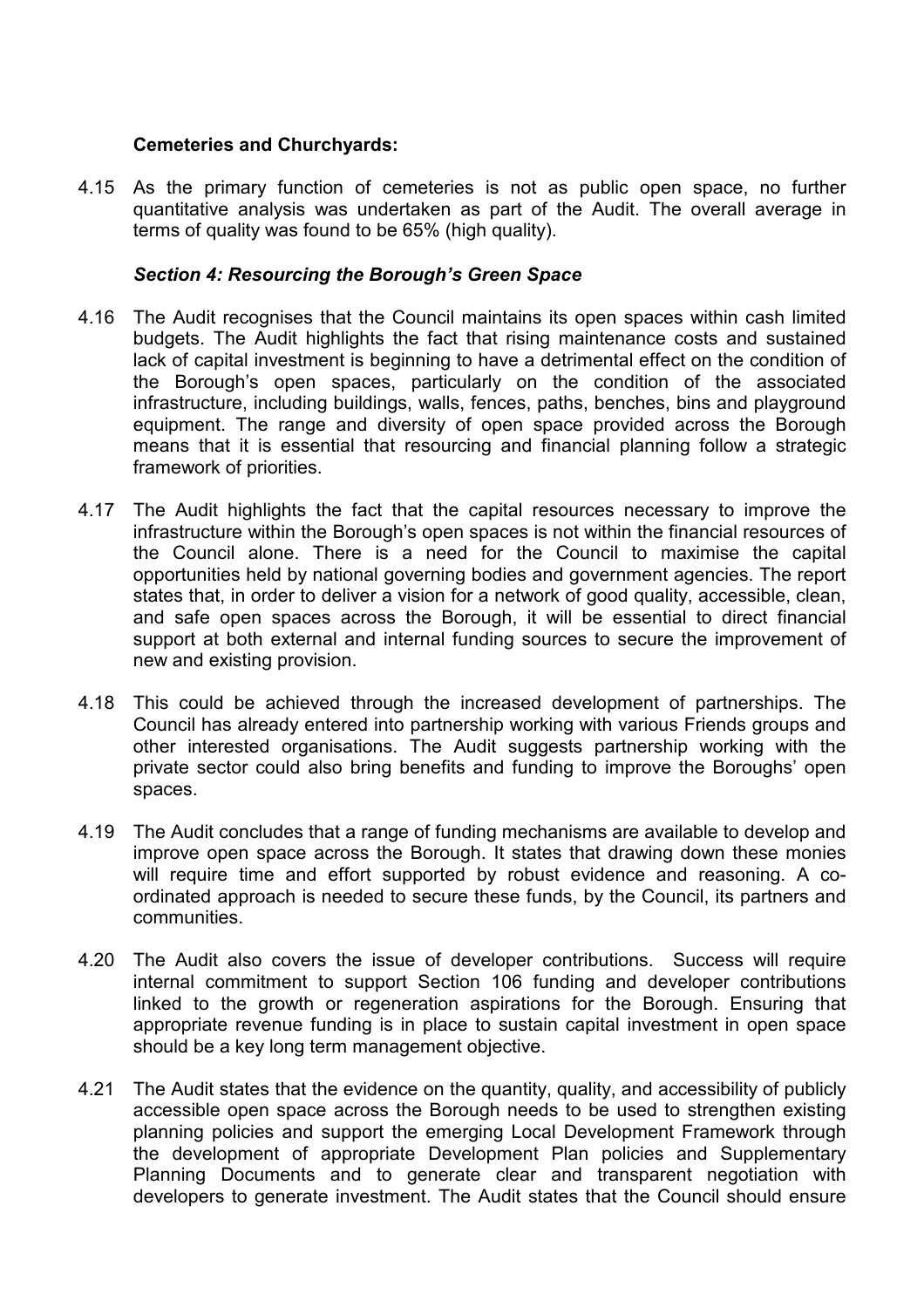**Cemeteries and Churchyards:**

4.15 As the primary function of cemeteries is not as public open space, no further quantitative analysis was undertaken as part of the Audit. The overall average in terms of quality was found to be 65% (high quality).

***Section 4: Resourcing the Borough's Green Space***

4.16 The Audit recognises that the Council maintains its open spaces within cash limited budgets. The Audit highlights the fact that rising maintenance costs and sustained lack of capital investment is beginning to have a detrimental effect on the condition of the Borough's open spaces, particularly on the condition of the associated infrastructure, including buildings, walls, fences, paths, benches, bins and playground equipment. The range and diversity of open space provided across the Borough means that it is essential that resourcing and financial planning follow a strategic framework of priorities.

4.17 The Audit highlights the fact that the capital resources necessary to improve the infrastructure within the Borough's open spaces is not within the financial resources of the Council alone. There is a need for the Council to maximise the capital opportunities held by national governing bodies and government agencies. The report states that, in order to deliver a vision for a network of good quality, accessible, clean, and safe open spaces across the Borough, it will be essential to direct financial support at both external and internal funding sources to secure the improvement of new and existing provision.

4.18 This could be achieved through the increased development of partnerships. The Council has already entered into partnership working with various Friends groups and other interested organisations. The Audit suggests partnership working with the private sector could also bring benefits and funding to improve the Boroughs' open spaces.

4.19 The Audit concludes that a range of funding mechanisms are available to develop and improve open space across the Borough. It states that drawing down these monies will require time and effort supported by robust evidence and reasoning. A co-ordinated approach is needed to secure these funds, by the Council, its partners and communities.

4.20 The Audit also covers the issue of developer contributions. Success will require internal commitment to support Section 106 funding and developer contributions linked to the growth or regeneration aspirations for the Borough. Ensuring that appropriate revenue funding is in place to sustain capital investment in open space should be a key long term management objective.

4.21 The Audit states that the evidence on the quantity, quality, and accessibility of publicly accessible open space across the Borough needs to be used to strengthen existing planning policies and support the emerging Local Development Framework through the development of appropriate Development Plan policies and Supplementary Planning Documents and to generate clear and transparent negotiation with developers to generate investment. The Audit states that the Council should ensure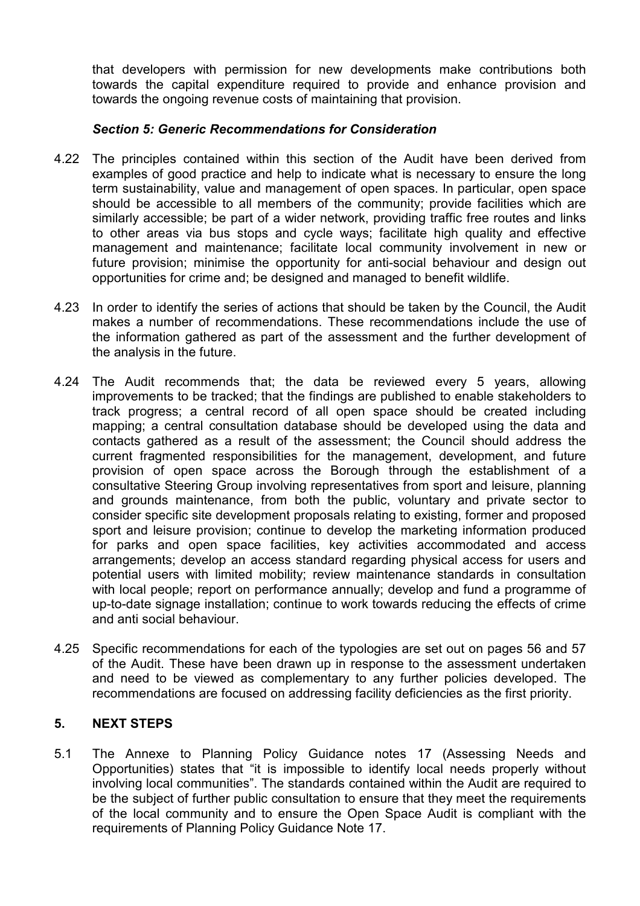that developers with permission for new developments make contributions both towards the capital expenditure required to provide and enhance provision and towards the ongoing revenue costs of maintaining that provision.

***Section 5: Generic Recommendations for Consideration***

4.22 The principles contained within this section of the Audit have been derived from examples of good practice and help to indicate what is necessary to ensure the long term sustainability, value and management of open spaces. In particular, open space should be accessible to all members of the community; provide facilities which are similarly accessible; be part of a wider network, providing traffic free routes and links to other areas via bus stops and cycle ways; facilitate high quality and effective management and maintenance; facilitate local community involvement in new or future provision; minimise the opportunity for anti-social behaviour and design out opportunities for crime and; be designed and managed to benefit wildlife.

4.23 In order to identify the series of actions that should be taken by the Council, the Audit makes a number of recommendations. These recommendations include the use of the information gathered as part of the assessment and the further development of the analysis in the future.

4.24 The Audit recommends that; the data be reviewed every 5 years, allowing improvements to be tracked; that the findings are published to enable stakeholders to track progress; a central record of all open space should be created including mapping; a central consultation database should be developed using the data and contacts gathered as a result of the assessment; the Council should address the current fragmented responsibilities for the management, development, and future provision of open space across the Borough through the establishment of a consultative Steering Group involving representatives from sport and leisure, planning and grounds maintenance, from both the public, voluntary and private sector to consider specific site development proposals relating to existing, former and proposed sport and leisure provision; continue to develop the marketing information produced for parks and open space facilities, key activities accommodated and access arrangements; develop an access standard regarding physical access for users and potential users with limited mobility; review maintenance standards in consultation with local people; report on performance annually; develop and fund a programme of up-to-date signage installation; continue to work towards reducing the effects of crime and anti social behaviour.

4.25 Specific recommendations for each of the typologies are set out on pages 56 and 57 of the Audit. These have been drawn up in response to the assessment undertaken and need to be viewed as complementary to any further policies developed. The recommendations are focused on addressing facility deficiencies as the first priority.

## 5. NEXT STEPS

5.1 The Annexe to Planning Policy Guidance notes 17 (Assessing Needs and Opportunities) states that "it is impossible to identify local needs properly without involving local communities". The standards contained within the Audit are required to be the subject of further public consultation to ensure that they meet the requirements of the local community and to ensure the Open Space Audit is compliant with the requirements of Planning Policy Guidance Note 17.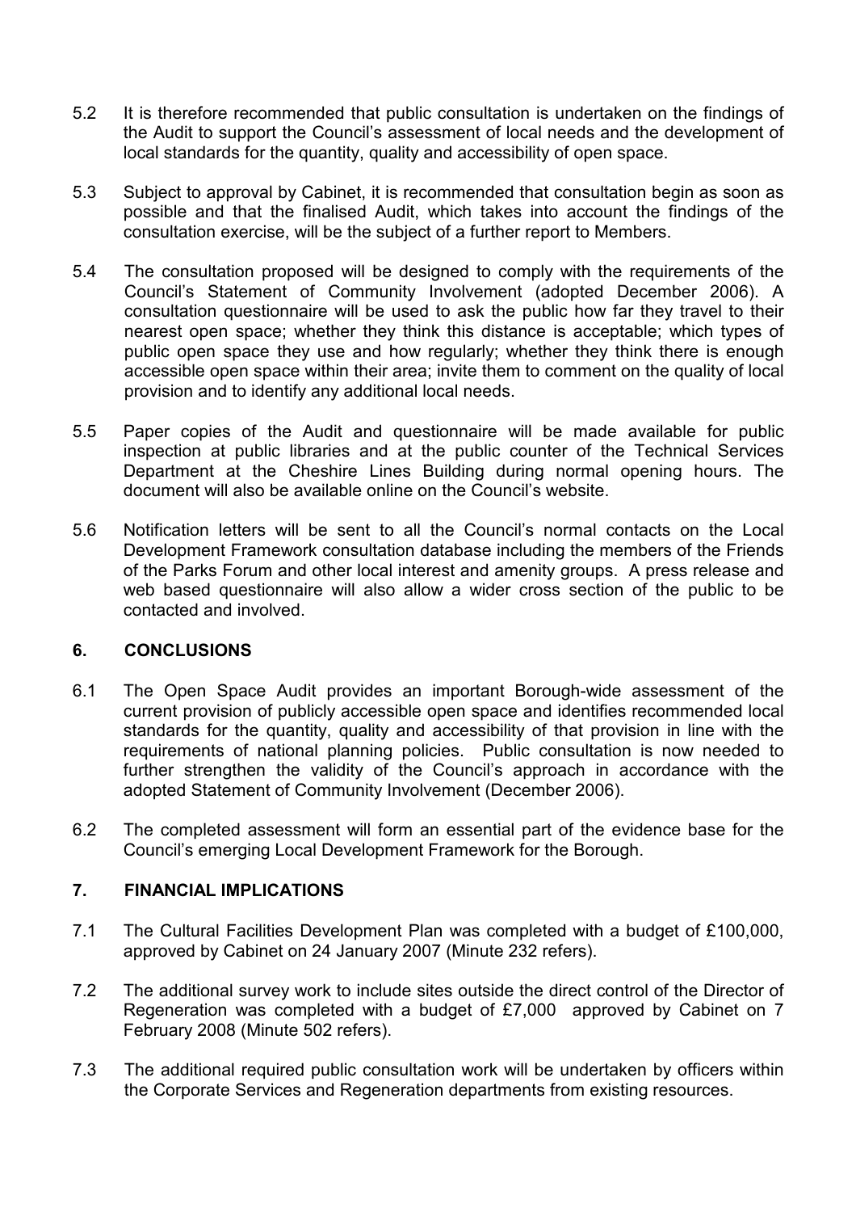5.2 It is therefore recommended that public consultation is undertaken on the findings of the Audit to support the Council's assessment of local needs and the development of local standards for the quantity, quality and accessibility of open space.

5.3 Subject to approval by Cabinet, it is recommended that consultation begin as soon as possible and that the finalised Audit, which takes into account the findings of the consultation exercise, will be the subject of a further report to Members.

5.4 The consultation proposed will be designed to comply with the requirements of the Council's Statement of Community Involvement (adopted December 2006). A consultation questionnaire will be used to ask the public how far they travel to their nearest open space; whether they think this distance is acceptable; which types of public open space they use and how regularly; whether they think there is enough accessible open space within their area; invite them to comment on the quality of local provision and to identify any additional local needs.

5.5 Paper copies of the Audit and questionnaire will be made available for public inspection at public libraries and at the public counter of the Technical Services Department at the Cheshire Lines Building during normal opening hours. The document will also be available online on the Council's website.

5.6 Notification letters will be sent to all the Council's normal contacts on the Local Development Framework consultation database including the members of the Friends of the Parks Forum and other local interest and amenity groups. A press release and web based questionnaire will also allow a wider cross section of the public to be contacted and involved.

## 6. CONCLUSIONS

6.1 The Open Space Audit provides an important Borough-wide assessment of the current provision of publicly accessible open space and identifies recommended local standards for the quantity, quality and accessibility of that provision in line with the requirements of national planning policies. Public consultation is now needed to further strengthen the validity of the Council's approach in accordance with the adopted Statement of Community Involvement (December 2006).

6.2 The completed assessment will form an essential part of the evidence base for the Council's emerging Local Development Framework for the Borough.

## 7. FINANCIAL IMPLICATIONS

7.1 The Cultural Facilities Development Plan was completed with a budget of £100,000, approved by Cabinet on 24 January 2007 (Minute 232 refers).

7.2 The additional survey work to include sites outside the direct control of the Director of Regeneration was completed with a budget of £7,000 approved by Cabinet on 7 February 2008 (Minute 502 refers).

7.3 The additional required public consultation work will be undertaken by officers within the Corporate Services and Regeneration departments from existing resources.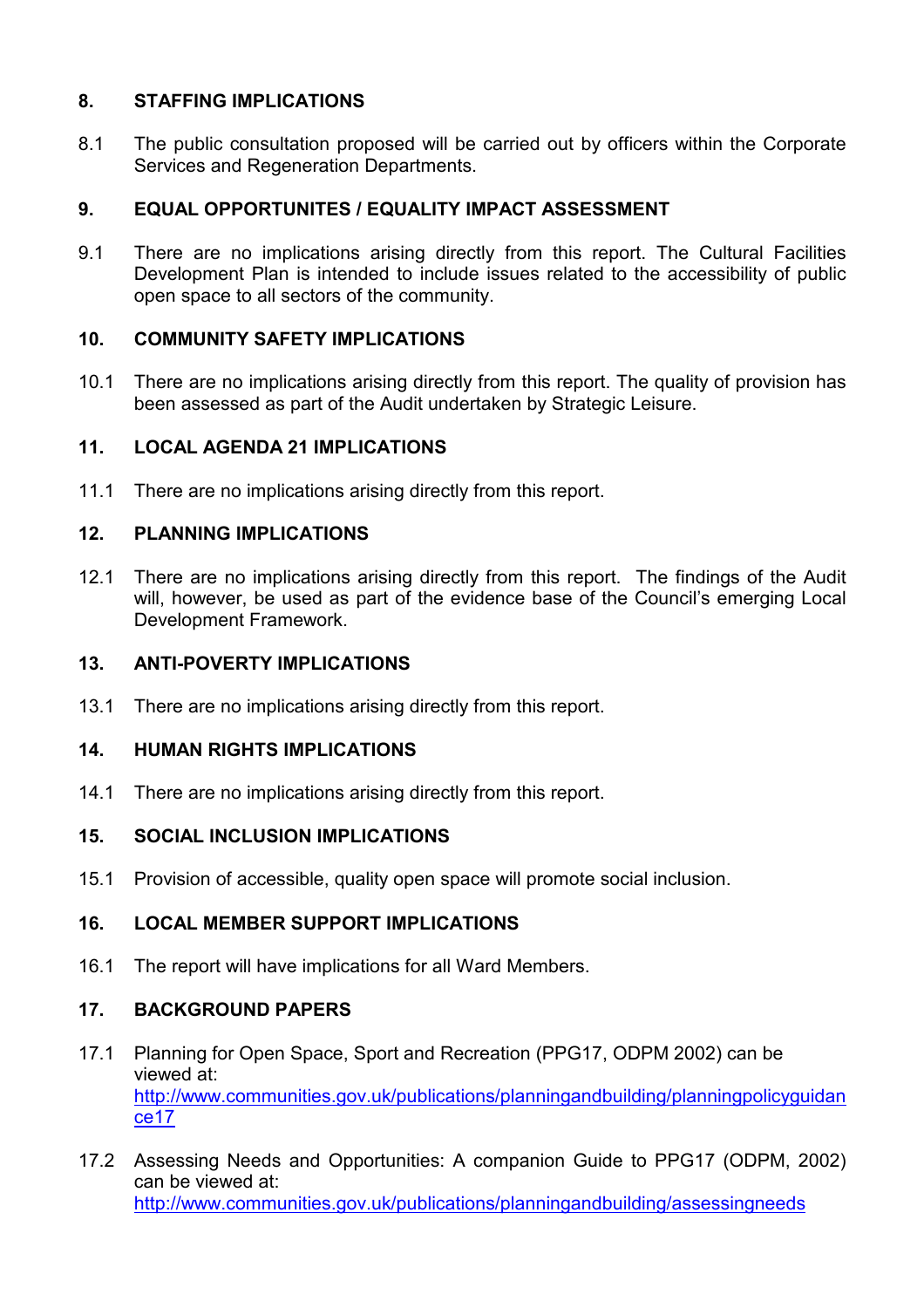## 8. STAFFING IMPLICATIONS

8.1 The public consultation proposed will be carried out by officers within the Corporate Services and Regeneration Departments.

## 9. EQUAL OPPORTUNITES / EQUALITY IMPACT ASSESSMENT

9.1 There are no implications arising directly from this report. The Cultural Facilities Development Plan is intended to include issues related to the accessibility of public open space to all sectors of the community.

## 10. COMMUNITY SAFETY IMPLICATIONS

10.1 There are no implications arising directly from this report. The quality of provision has been assessed as part of the Audit undertaken by Strategic Leisure.

## 11. LOCAL AGENDA 21 IMPLICATIONS

11.1 There are no implications arising directly from this report.

## 12. PLANNING IMPLICATIONS

12.1 There are no implications arising directly from this report. The findings of the Audit will, however, be used as part of the evidence base of the Council's emerging Local Development Framework.

## 13. ANTI-POVERTY IMPLICATIONS

13.1 There are no implications arising directly from this report.

## 14. HUMAN RIGHTS IMPLICATIONS

14.1 There are no implications arising directly from this report.

## 15. SOCIAL INCLUSION IMPLICATIONS

15.1 Provision of accessible, quality open space will promote social inclusion.

## 16. LOCAL MEMBER SUPPORT IMPLICATIONS

16.1 The report will have implications for all Ward Members.

## 17. BACKGROUND PAPERS

17.1 Planning for Open Space, Sport and Recreation (PPG17, ODPM 2002) can be viewed at: http://www.communities.gov.uk/publications/planningandbuilding/planningpolicyguidance17

17.2 Assessing Needs and Opportunities: A companion Guide to PPG17 (ODPM, 2002) can be viewed at: http://www.communities.gov.uk/publications/planningandbuilding/assessingneeds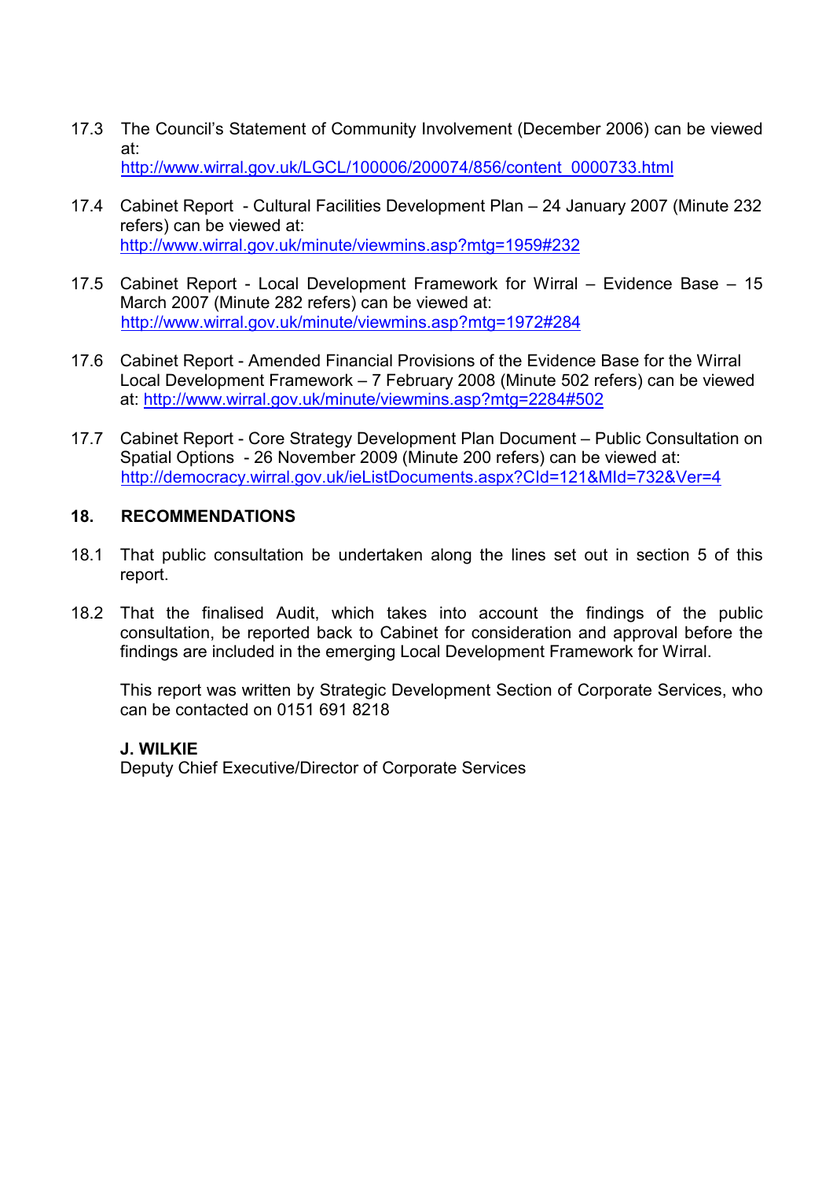17.3 The Council's Statement of Community Involvement (December 2006) can be viewed at: http://www.wirral.gov.uk/LGCL/100006/200074/856/content_0000733.html

17.4 Cabinet Report - Cultural Facilities Development Plan – 24 January 2007 (Minute 232 refers) can be viewed at: http://www.wirral.gov.uk/minute/viewmins.asp?mtg=1959#232

17.5 Cabinet Report - Local Development Framework for Wirral – Evidence Base – 15 March 2007 (Minute 282 refers) can be viewed at: http://www.wirral.gov.uk/minute/viewmins.asp?mtg=1972#284

17.6 Cabinet Report - Amended Financial Provisions of the Evidence Base for the Wirral Local Development Framework – 7 February 2008 (Minute 502 refers) can be viewed at: http://www.wirral.gov.uk/minute/viewmins.asp?mtg=2284#502

17.7 Cabinet Report - Core Strategy Development Plan Document – Public Consultation on Spatial Options - 26 November 2009 (Minute 200 refers) can be viewed at: http://democracy.wirral.gov.uk/ieListDocuments.aspx?CId=121&MId=732&Ver=4

## 18. RECOMMENDATIONS

18.1 That public consultation be undertaken along the lines set out in section 5 of this report.

18.2 That the finalised Audit, which takes into account the findings of the public consultation, be reported back to Cabinet for consideration and approval before the findings are included in the emerging Local Development Framework for Wirral.

This report was written by Strategic Development Section of Corporate Services, who can be contacted on 0151 691 8218

**J. WILKIE**
Deputy Chief Executive/Director of Corporate Services